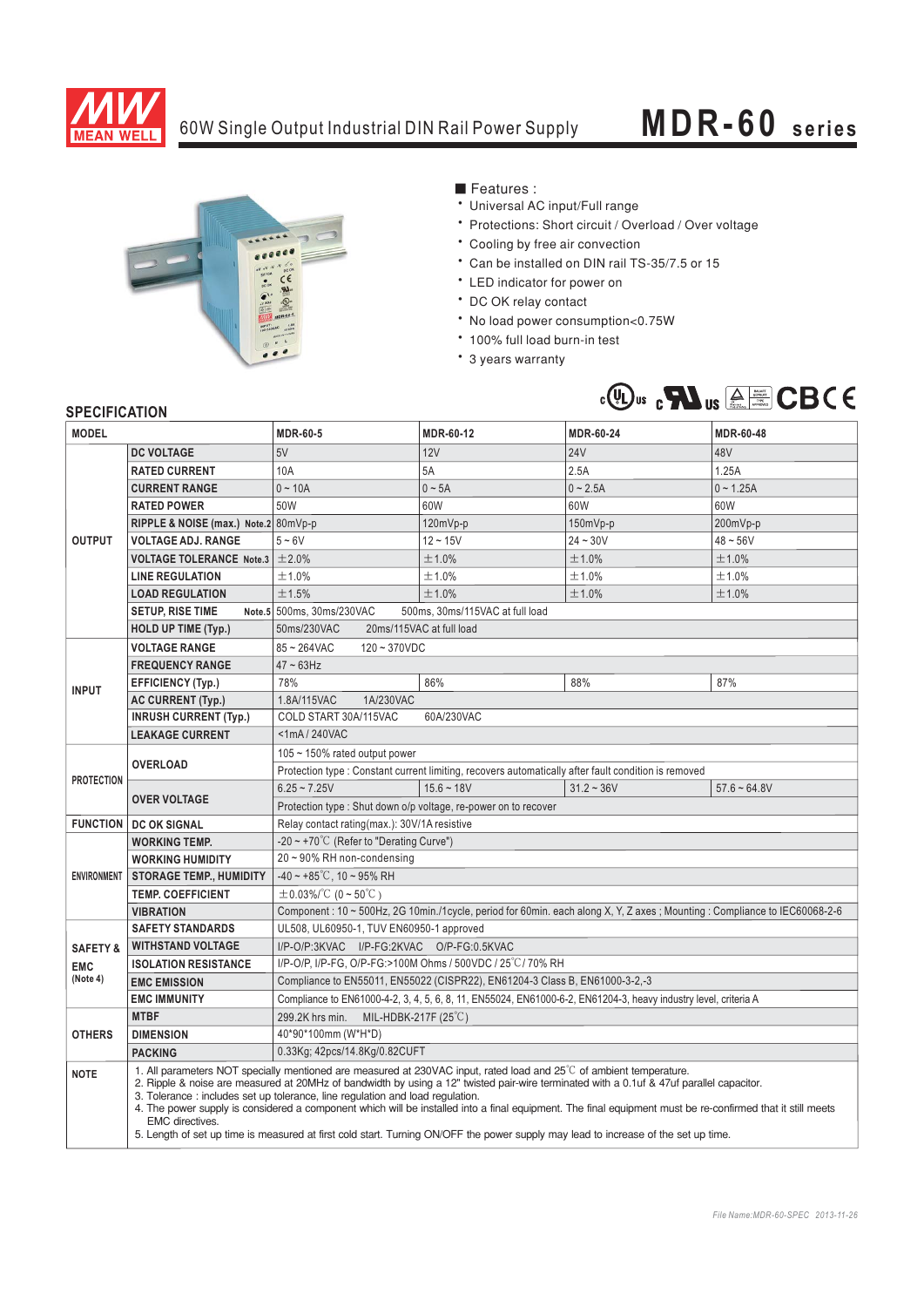# 60W Single Output Industrial DIN Rail Power Supply — MDR-60 series

MEAN WELL

■ Features :

- Universal AC input/Full range
- Protections: Short circuit / Overload / Over voltage
- Cooling by free air convection
- Can be installed on DIN rail TS-35/7.5 or 15
- LED indicator for power on
- DC OK relay contact
- No load power consumption<0.75W
- 100% full load burn-in test
- 3 years warranty

## SPECIFICATION

| MODEL | | MDR-60-5 | MDR-60-12 | MDR-60-24 | MDR-60-48 |
|---|---|---|---|---|---|
| OUTPUT | DC VOLTAGE | 5V | 12V | 24V | 48V |
| | RATED CURRENT | 10A | 5A | 2.5A | 1.25A |
| | CURRENT RANGE | 0 ~ 10A | 0 ~ 5A | 0 ~ 2.5A | 0 ~ 1.25A |
| | RATED POWER | 50W | 60W | 60W | 60W |
| | RIPPLE & NOISE (max.) Note.2 | 80mVp-p | 120mVp-p | 150mVp-p | 200mVp-p |
| | VOLTAGE ADJ. RANGE | 5 ~ 6V | 12 ~ 15V | 24 ~ 30V | 48 ~ 56V |
| | VOLTAGE TOLERANCE Note.3 | ±2.0% | ±1.0% | ±1.0% | ±1.0% |
| | LINE REGULATION | ±1.0% | ±1.0% | ±1.0% | ±1.0% |
| | LOAD REGULATION | ±1.5% | ±1.0% | ±1.0% | ±1.0% |
| | SETUP, RISE TIME Note.5 | 500ms, 30ms/230VAC 500ms, 30ms/115VAC at full load | | | |
| | HOLD UP TIME (Typ.) | 50ms/230VAC 20ms/115VAC at full load | | | |
| INPUT | VOLTAGE RANGE | 85 ~ 264VAC 120 ~ 370VDC | | | |
| | FREQUENCY RANGE | 47 ~ 63Hz | | | |
| | EFFICIENCY (Typ.) | 78% | 86% | 88% | 87% |
| | AC CURRENT (Typ.) | 1.8A/115VAC 1A/230VAC | | | |
| | INRUSH CURRENT (Typ.) | COLD START 30A/115VAC 60A/230VAC | | | |
| | LEAKAGE CURRENT | <1mA / 240VAC | | | |
| PROTECTION | OVERLOAD | 105 ~ 150% rated output power | | | |
| | | Protection type : Constant current limiting, recovers automatically after fault condition is removed | | | |
| | OVER VOLTAGE | 6.25 ~ 7.25V | 15.6 ~ 18V | 31.2 ~ 36V | 57.6 ~ 64.8V |
| | | Protection type : Shut down o/p voltage, re-power on to recover | | | |
| FUNCTION | DC OK SIGNAL | Relay contact rating(max.): 30V/1A resistive | | | |
| ENVIRONMENT | WORKING TEMP. | -20 ~ +70℃ (Refer to "Derating Curve") | | | |
| | WORKING HUMIDITY | 20 ~ 90% RH non-condensing | | | |
| | STORAGE TEMP., HUMIDITY | -40 ~ +85℃, 10 ~ 95% RH | | | |
| | TEMP. COEFFICIENT | ±0.03%/℃ (0 ~ 50℃) | | | |
| | VIBRATION | Component : 10 ~ 500Hz, 2G 10min./1cycle, period for 60min. each along X, Y, Z axes ; Mounting : Compliance to IEC60068-2-6 | | | |
| SAFETY & EMC (Note 4) | SAFETY STANDARDS | UL508, UL60950-1, TUV EN60950-1 approved | | | |
| | WITHSTAND VOLTAGE | I/P-O/P:3KVAC I/P-FG:2KVAC O/P-FG:0.5KVAC | | | |
| | ISOLATION RESISTANCE | I/P-O/P, I/P-FG, O/P-FG:>100M Ohms / 500VDC / 25℃/ 70% RH | | | |
| | EMC EMISSION | Compliance to EN55011, EN55022 (CISPR22), EN61204-3 Class B, EN61000-3-2,-3 | | | |
| | EMC IMMUNITY | Compliance to EN61000-4-2, 3, 4, 5, 6, 8, 11, EN55024, EN61000-6-2, EN61204-3, heavy industry level, criteria A | | | |
| OTHERS | MTBF | 299.2K hrs min. MIL-HDBK-217F (25℃) | | | |
| | DIMENSION | 40*90*100mm (W*H*D) | | | |
| | PACKING | 0.33Kg; 42pcs/14.8Kg/0.82CUFT | | | |

**NOTE**

1. All parameters NOT specially mentioned are measured at 230VAC input, rated load and 25℃ of ambient temperature.
2. Ripple & noise are measured at 20MHz of bandwidth by using a 12" twisted pair-wire terminated with a 0.1uf & 47uf parallel capacitor.
3. Tolerance : includes set up tolerance, line regulation and load regulation.
4. The power supply is considered a component which will be installed into a final equipment. The final equipment must be re-confirmed that it still meets EMC directives.
5. Length of set up time is measured at first cold start. Turning ON/OFF the power supply may lead to increase of the set up time.

*File Name:MDR-60-SPEC 2013-11-26*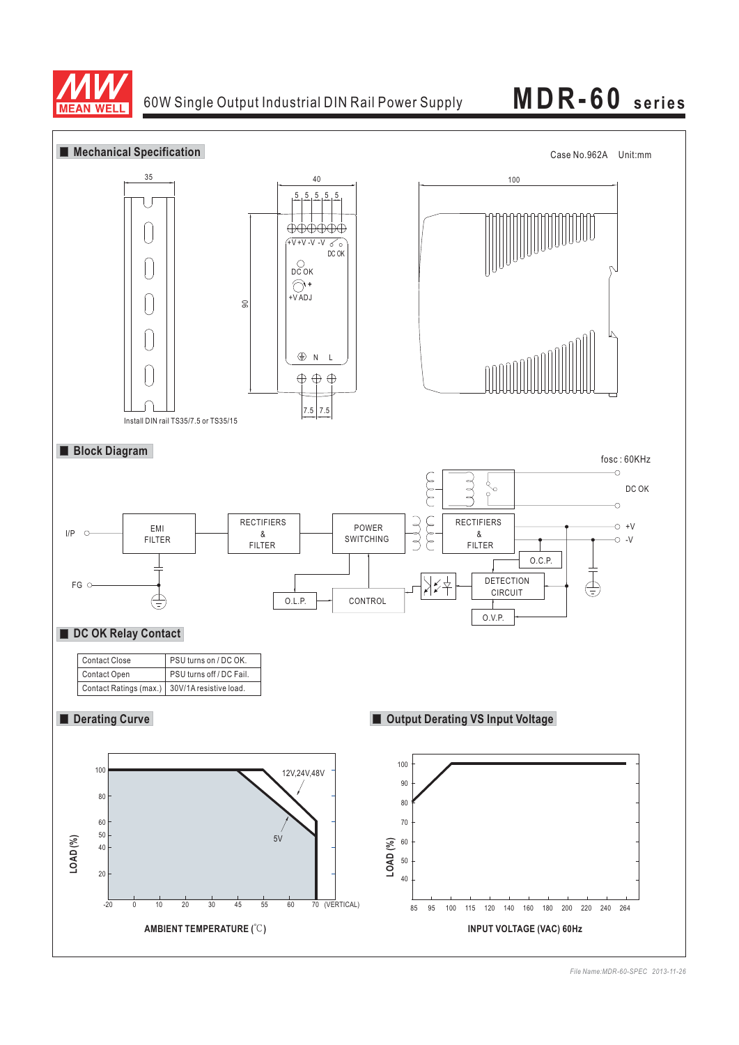60W Single Output Industrial DIN Rail Power Supply

# MDR-60 series

## Mechanical Specification

Case No.962A Unit:mm

35

40

5 5 5 5 5

+V +V -V -V

DC OK

DC OK

+V ADJ

N L

90

7.5 7.5

100

Install DIN rail TS35/7.5 or TS35/15

## Block Diagram

fosc : 60KHz

DC OK

I/P

EMI FILTER

RECTIFIERS & FILTER

POWER SWITCHING

RECTIFIERS & FILTER

+V

-V

O.C.P.

FG

DETECTION CIRCUIT

O.L.P.

CONTROL

O.V.P.

## DC OK Relay Contact

| | |
|---|---|
| Contact Close | PSU turns on / DC OK. |
| Contact Open | PSU turns off / DC Fail. |
| Contact Ratings (max.) | 30V/1A resistive load. |

## Derating Curve

LOAD (%)

100
80
60
50
40
20

12V,24V,48V

5V

-20 0 10 20 30 45 55 60 70 (VERTICAL)

AMBIENT TEMPERATURE (℃)

## Output Derating VS Input Voltage

LOAD (%)

100
90
80
70
60
50
40

85 95 100 115 120 140 160 180 200 220 240 264

INPUT VOLTAGE (VAC) 60Hz

File Name:MDR-60-SPEC 2013-11-26